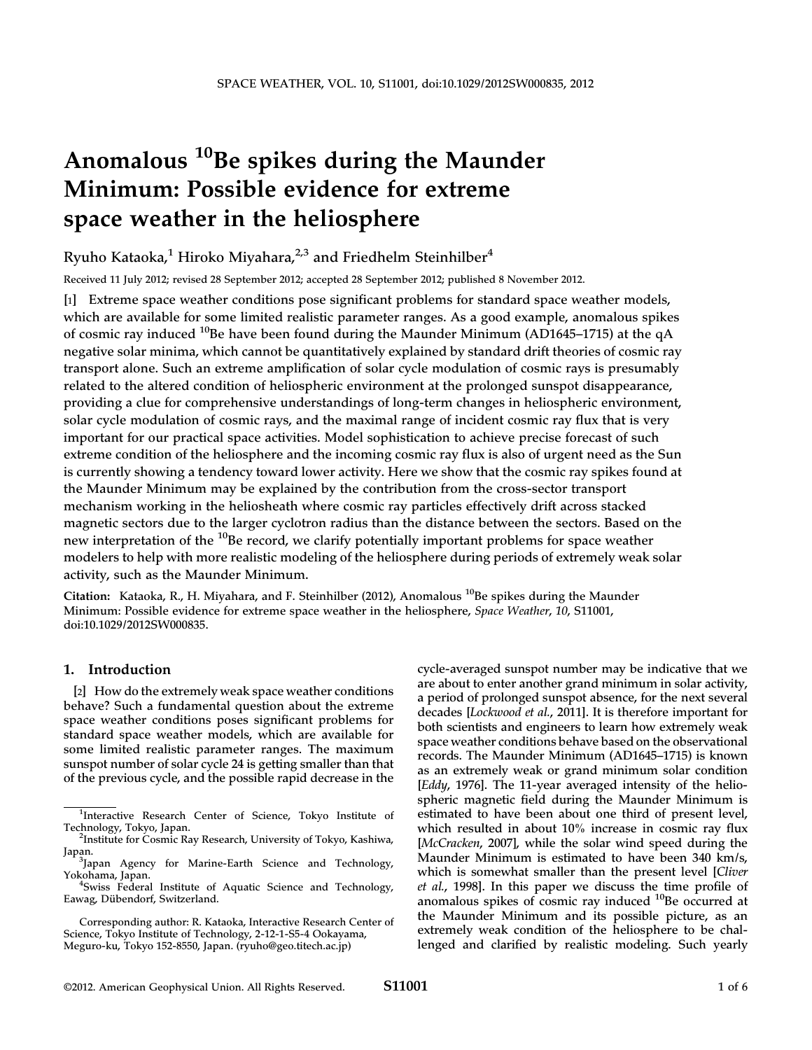# Anomalous $^{10}$Be spikes during the Maunder Minimum: Possible evidence for extreme space weather in the heliosphere

Ryuho Kataoka,[1] Hiroko Miyahara,[2,3] and Friedhelm Steinhilber[4]

Received 11 July 2012; revised 28 September 2012; accepted 28 September 2012; published 8 November 2012.

[1] Extreme space weather conditions pose significant problems for standard space weather models, which are available for some limited realistic parameter ranges. As a good example, anomalous spikes of cosmic ray induced $^{10}$Be have been found during the Maunder Minimum (AD1645–1715) at the qA negative solar minima, which cannot be quantitatively explained by standard drift theories of cosmic ray transport alone. Such an extreme amplification of solar cycle modulation of cosmic rays is presumably related to the altered condition of heliospheric environment at the prolonged sunspot disappearance, providing a clue for comprehensive understandings of long-term changes in heliospheric environment, solar cycle modulation of cosmic rays, and the maximal range of incident cosmic ray flux that is very important for our practical space activities. Model sophistication to achieve precise forecast of such extreme condition of the heliosphere and the incoming cosmic ray flux is also of urgent need as the Sun is currently showing a tendency toward lower activity. Here we show that the cosmic ray spikes found at the Maunder Minimum may be explained by the contribution from the cross-sector transport mechanism working in the heliosheath where cosmic ray particles effectively drift across stacked magnetic sectors due to the larger cyclotron radius than the distance between the sectors. Based on the new interpretation of the $^{10}$Be record, we clarify potentially important problems for space weather modelers to help with more realistic modeling of the heliosphere during periods of extremely weak solar activity, such as the Maunder Minimum.

**Citation:** Kataoka, R., H. Miyahara, and F. Steinhilber (2012), Anomalous $^{10}$Be spikes during the Maunder Minimum: Possible evidence for extreme space weather in the heliosphere, *Space Weather*, *10*, S11001, doi:10.1029/2012SW000835.

## 1. Introduction

[2] How do the extremely weak space weather conditions behave? Such a fundamental question about the extreme space weather conditions poses significant problems for standard space weather models, which are available for some limited realistic parameter ranges. The maximum sunspot number of solar cycle 24 is getting smaller than that of the previous cycle, and the possible rapid decrease in the cycle-averaged sunspot number may be indicative that we are about to enter another grand minimum in solar activity, a period of prolonged sunspot absence, for the next several decades [*Lockwood et al.*, 2011]. It is therefore important for both scientists and engineers to learn how extremely weak space weather conditions behave based on the observational records. The Maunder Minimum (AD1645–1715) is known as an extremely weak or grand minimum solar condition [*Eddy*, 1976]. The 11-year averaged intensity of the heliospheric magnetic field during the Maunder Minimum is estimated to have been about one third of present level, which resulted in about 10% increase in cosmic ray flux [*McCracken*, 2007], while the solar wind speed during the Maunder Minimum is estimated to have been 340 km/s, which is somewhat smaller than the present level [*Cliver et al.*, 1998]. In this paper we discuss the time profile of anomalous spikes of cosmic ray induced $^{10}$Be occurred at the Maunder Minimum and its possible picture, as an extremely weak condition of the heliosphere to be challenged and clarified by realistic modeling. Such yearly

[1] Interactive Research Center of Science, Tokyo Institute of Technology, Tokyo, Japan.
[2] Institute for Cosmic Ray Research, University of Tokyo, Kashiwa, Japan.
[3] Japan Agency for Marine-Earth Science and Technology, Yokohama, Japan.
[4] Swiss Federal Institute of Aquatic Science and Technology, Eawag, Dübendorf, Switzerland.

Corresponding author: R. Kataoka, Interactive Research Center of Science, Tokyo Institute of Technology, 2-12-1-S5-4 Ookayama, Meguro-ku, Tokyo 152-8550, Japan. (ryuho@geo.titech.ac.jp)

©2012. American Geophysical Union. All Rights Reserved.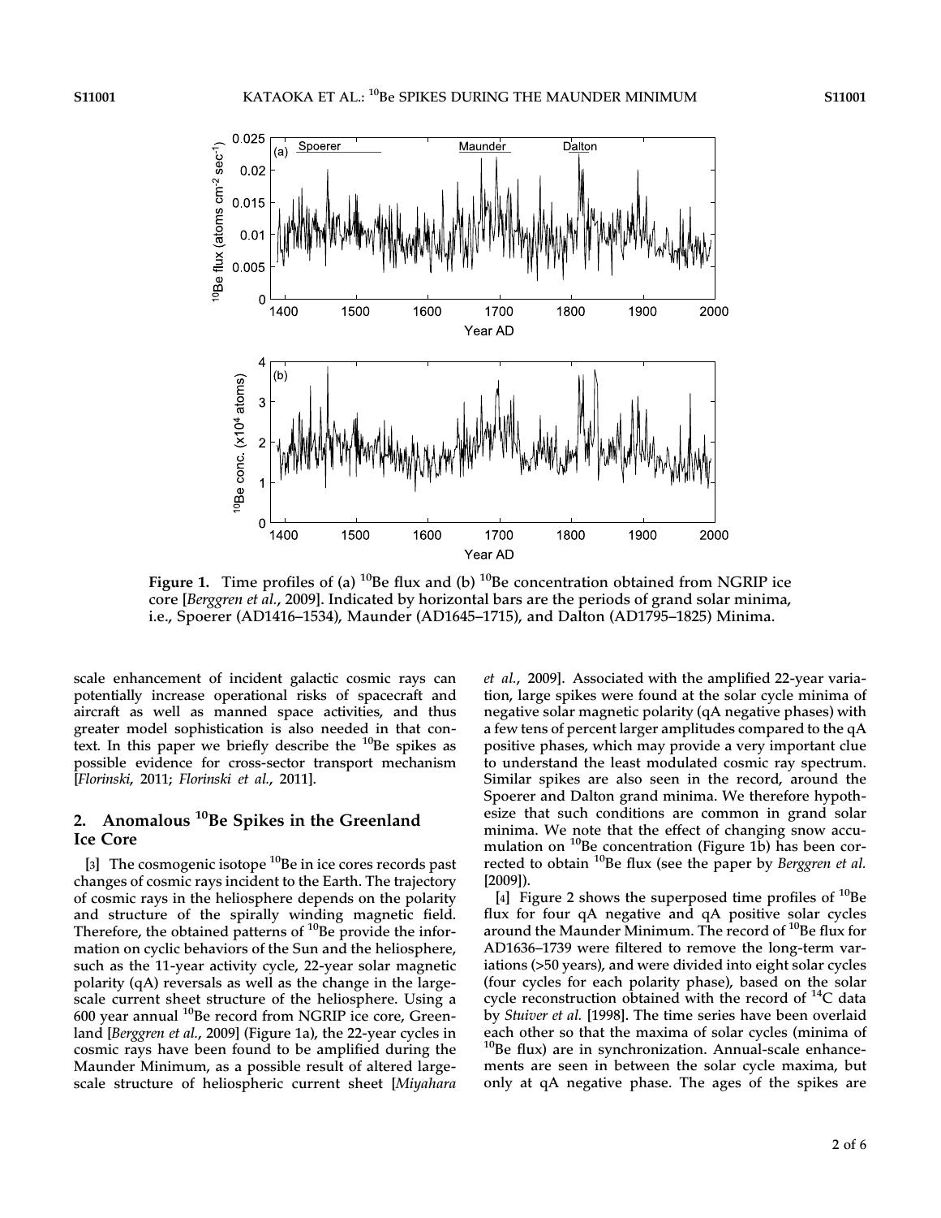**Figure 1.** Time profiles of (a) $^{10}$Be flux and (b) $^{10}$Be concentration obtained from NGRIP ice core [*Berggren et al.*, 2009]. Indicated by horizontal bars are the periods of grand solar minima, i.e., Spoerer (AD1416–1534), Maunder (AD1645–1715), and Dalton (AD1795–1825) Minima.

scale enhancement of incident galactic cosmic rays can potentially increase operational risks of spacecraft and aircraft as well as manned space activities, and thus greater model sophistication is also needed in that context. In this paper we briefly describe the $^{10}$Be spikes as possible evidence for cross-sector transport mechanism [*Florinski*, 2011; *Florinski et al.*, 2011].

## 2. Anomalous $^{10}$Be Spikes in the Greenland Ice Core

[3] The cosmogenic isotope $^{10}$Be in ice cores records past changes of cosmic rays incident to the Earth. The trajectory of cosmic rays in the heliosphere depends on the polarity and structure of the spirally winding magnetic field. Therefore, the obtained patterns of $^{10}$Be provide the information on cyclic behaviors of the Sun and the heliosphere, such as the 11-year activity cycle, 22-year solar magnetic polarity (qA) reversals as well as the change in the large-scale current sheet structure of the heliosphere. Using a 600 year annual $^{10}$Be record from NGRIP ice core, Greenland [*Berggren et al.*, 2009] (Figure 1a), the 22-year cycles in cosmic rays have been found to be amplified during the Maunder Minimum, as a possible result of altered large-scale structure of heliospheric current sheet [*Miyahara et al.*, 2009]. Associated with the amplified 22-year variation, large spikes were found at the solar cycle minima of negative solar magnetic polarity (qA negative phases) with a few tens of percent larger amplitudes compared to the qA positive phases, which may provide a very important clue to understand the least modulated cosmic ray spectrum. Similar spikes are also seen in the record, around the Spoerer and Dalton grand minima. We therefore hypothesize that such conditions are common in grand solar minima. We note that the effect of changing snow accumulation on $^{10}$Be concentration (Figure 1b) has been corrected to obtain $^{10}$Be flux (see the paper by *Berggren et al.* [2009]).

[4] Figure 2 shows the superposed time profiles of $^{10}$Be flux for four qA negative and qA positive solar cycles around the Maunder Minimum. The record of $^{10}$Be flux for AD1636–1739 were filtered to remove the long-term variations (>50 years), and were divided into eight solar cycles (four cycles for each polarity phase), based on the solar cycle reconstruction obtained with the record of $^{14}$C data by *Stuiver et al.* [1998]. The time series have been overlaid each other so that the maxima of solar cycles (minima of $^{10}$Be flux) are in synchronization. Annual-scale enhancements are seen in between the solar cycle maxima, but only at qA negative phase. The ages of the spikes are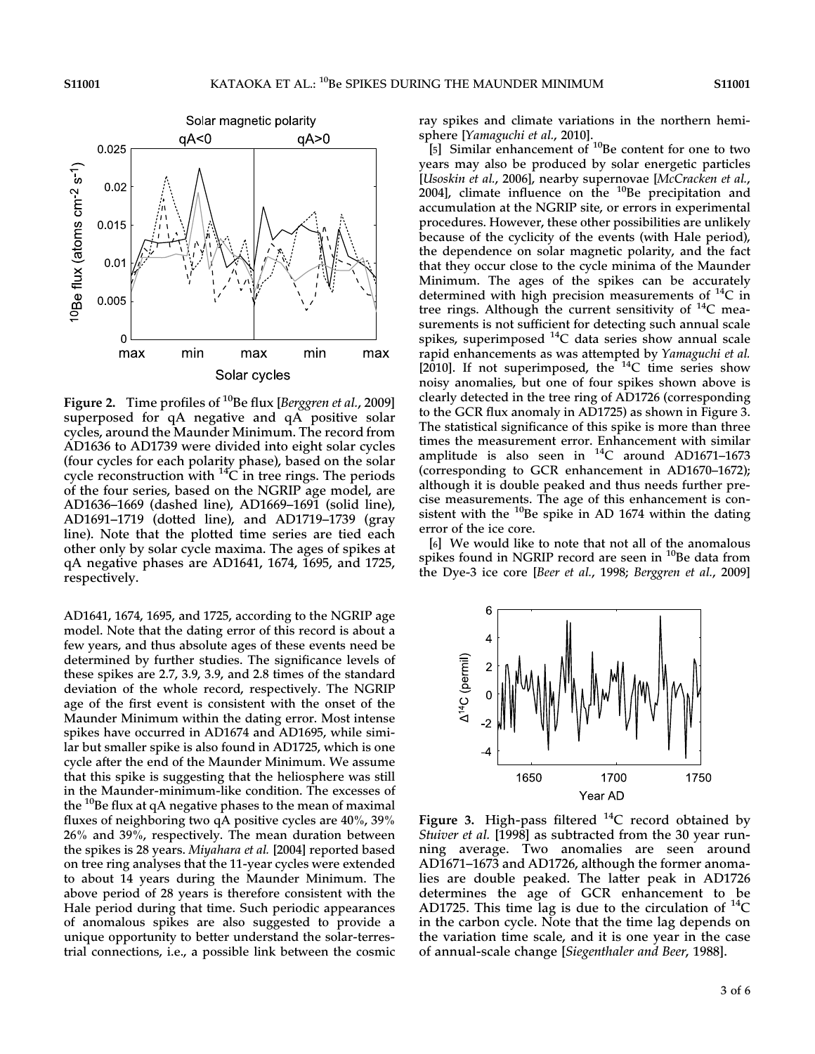Figure 2. Time profiles of $^{10}$Be flux [*Berggren et al.*, 2009] superposed for qA negative and qA positive solar cycles, around the Maunder Minimum. The record from AD1636 to AD1739 were divided into eight solar cycles (four cycles for each polarity phase), based on the solar cycle reconstruction with $^{14}$C in tree rings. The periods of the four series, based on the NGRIP age model, are AD1636–1669 (dashed line), AD1669–1691 (solid line), AD1691–1719 (dotted line), and AD1719–1739 (gray line). Note that the plotted time series are tied each other only by solar cycle maxima. The ages of spikes at qA negative phases are AD1641, 1674, 1695, and 1725, respectively.

AD1641, 1674, 1695, and 1725, according to the NGRIP age model. Note that the dating error of this record is about a few years, and thus absolute ages of these events need be determined by further studies. The significance levels of these spikes are 2.7, 3.9, 3.9, and 2.8 times of the standard deviation of the whole record, respectively. The NGRIP age of the first event is consistent with the onset of the Maunder Minimum within the dating error. Most intense spikes have occurred in AD1674 and AD1695, while similar but smaller spike is also found in AD1725, which is one cycle after the end of the Maunder Minimum. We assume that this spike is suggesting that the heliosphere was still in the Maunder-minimum-like condition. The excesses of the $^{10}$Be flux at qA negative phases to the mean of maximal fluxes of neighboring two qA positive cycles are 40%, 39% 26% and 39%, respectively. The mean duration between the spikes is 28 years. *Miyahara et al.* [2004] reported based on tree ring analyses that the 11-year cycles were extended to about 14 years during the Maunder Minimum. The above period of 28 years is therefore consistent with the Hale period during that time. Such periodic appearances of anomalous spikes are also suggested to provide a unique opportunity to better understand the solar-terrestrial connections, i.e., a possible link between the cosmic ray spikes and climate variations in the northern hemisphere [*Yamaguchi et al.*, 2010].

[5] Similar enhancement of $^{10}$Be content for one to two years may also be produced by solar energetic particles [*Usoskin et al.*, 2006], nearby supernovae [*McCracken et al.*, 2004], climate influence on the $^{10}$Be precipitation and accumulation at the NGRIP site, or errors in experimental procedures. However, these other possibilities are unlikely because of the cyclicity of the events (with Hale period), the dependence on solar magnetic polarity, and the fact that they occur close to the cycle minima of the Maunder Minimum. The ages of the spikes can be accurately determined with high precision measurements of $^{14}$C in tree rings. Although the current sensitivity of $^{14}$C measurements is not sufficient for detecting such annual scale spikes, superimposed $^{14}$C data series show annual scale rapid enhancements as was attempted by *Yamaguchi et al.* [2010]. If not superimposed, the $^{14}$C time series show noisy anomalies, but one of four spikes shown above is clearly detected in the tree ring of AD1726 (corresponding to the GCR flux anomaly in AD1725) as shown in Figure 3. The statistical significance of this spike is more than three times the measurement error. Enhancement with similar amplitude is also seen in $^{14}$C around AD1671–1673 (corresponding to GCR enhancement in AD1670–1672); although it is double peaked and thus needs further precise measurements. The age of this enhancement is consistent with the $^{10}$Be spike in AD 1674 within the dating error of the ice core.

[6] We would like to note that not all of the anomalous spikes found in NGRIP record are seen in $^{10}$Be data from the Dye-3 ice core [*Beer et al.*, 1998; *Berggren et al.*, 2009]

Figure 3. High-pass filtered $^{14}$C record obtained by *Stuiver et al.* [1998] as subtracted from the 30 year running average. Two anomalies are seen around AD1671–1673 and AD1726, although the former anomalies are double peaked. The latter peak in AD1726 determines the age of GCR enhancement to be AD1725. This time lag is due to the circulation of $^{14}$C in the carbon cycle. Note that the time lag depends on the variation time scale, and it is one year in the case of annual-scale change [*Siegenthaler and Beer*, 1988].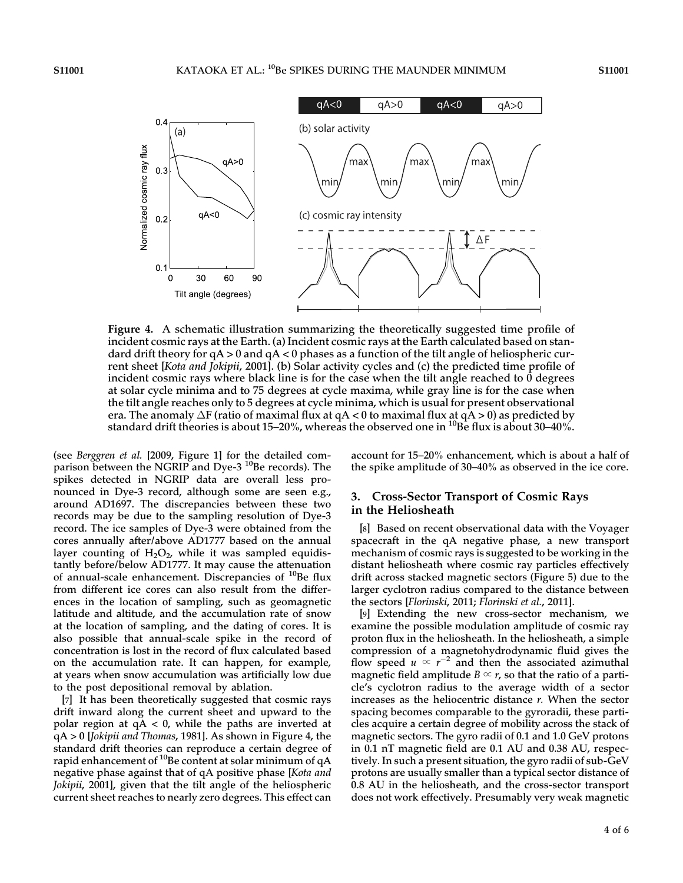**Figure 4.** A schematic illustration summarizing the theoretically suggested time profile of incident cosmic rays at the Earth. (a) Incident cosmic rays at the Earth calculated based on standard drift theory for qA > 0 and qA < 0 phases as a function of the tilt angle of heliospheric current sheet [*Kota and Jokipii*, 2001]. (b) Solar activity cycles and (c) the predicted time profile of incident cosmic rays where black line is for the case when the tilt angle reached to 0 degrees at solar cycle minima and to 75 degrees at cycle maxima, while gray line is for the case when the tilt angle reaches only to 5 degrees at cycle minima, which is usual for present observational era. The anomaly ΔF (ratio of maximal flux at qA < 0 to maximal flux at qA > 0) as predicted by standard drift theories is about 15–20%, whereas the observed one in $^{10}$Be flux is about 30–40%.

(see *Berggren et al.* [2009, Figure 1] for the detailed comparison between the NGRIP and Dye-3 $^{10}$Be records). The spikes detected in NGRIP data are overall less pronounced in Dye-3 record, although some are seen e.g., around AD1697. The discrepancies between these two records may be due to the sampling resolution of Dye-3 record. The ice samples of Dye-3 were obtained from the cores annually after/above AD1777 based on the annual layer counting of $H_2O_2$, while it was sampled equidistantly before/below AD1777. It may cause the attenuation of annual-scale enhancement. Discrepancies of $^{10}$Be flux from different ice cores can also result from the differences in the location of sampling, such as geomagnetic latitude and altitude, and the accumulation rate of snow at the location of sampling, and the dating of cores. It is also possible that annual-scale spike in the record of concentration is lost in the record of flux calculated based on the accumulation rate. It can happen, for example, at years when snow accumulation was artificially low due to the post depositional removal by ablation.

[7] It has been theoretically suggested that cosmic rays drift inward along the current sheet and upward to the polar region at qA < 0, while the paths are inverted at qA > 0 [*Jokipii and Thomas*, 1981]. As shown in Figure 4, the standard drift theories can reproduce a certain degree of rapid enhancement of $^{10}$Be content at solar minimum of qA negative phase against that of qA positive phase [*Kota and Jokipii*, 2001], given that the tilt angle of the heliospheric current sheet reaches to nearly zero degrees. This effect can account for 15–20% enhancement, which is about a half of the spike amplitude of 30–40% as observed in the ice core.

## 3. Cross-Sector Transport of Cosmic Rays in the Heliosheath

[8] Based on recent observational data with the Voyager spacecraft in the qA negative phase, a new transport mechanism of cosmic rays is suggested to be working in the distant heliosheath where cosmic ray particles effectively drift across stacked magnetic sectors (Figure 5) due to the larger cyclotron radius compared to the distance between the sectors [*Florinski*, 2011; *Florinski et al.*, 2011].

[9] Extending the new cross-sector mechanism, we examine the possible modulation amplitude of cosmic ray proton flux in the heliosheath. In the heliosheath, a simple compression of a magnetohydrodynamic fluid gives the flow speed $u \propto r^{-2}$ and then the associated azimuthal magnetic field amplitude $B \propto r$, so that the ratio of a particle's cyclotron radius to the average width of a sector increases as the heliocentric distance $r$. When the sector spacing becomes comparable to the gyroradii, these particles acquire a certain degree of mobility across the stack of magnetic sectors. The gyro radii of 0.1 and 1.0 GeV protons in 0.1 nT magnetic field are 0.1 AU and 0.38 AU, respectively. In such a present situation, the gyro radii of sub-GeV protons are usually smaller than a typical sector distance of 0.8 AU in the heliosheath, and the cross-sector transport does not work effectively. Presumably very weak magnetic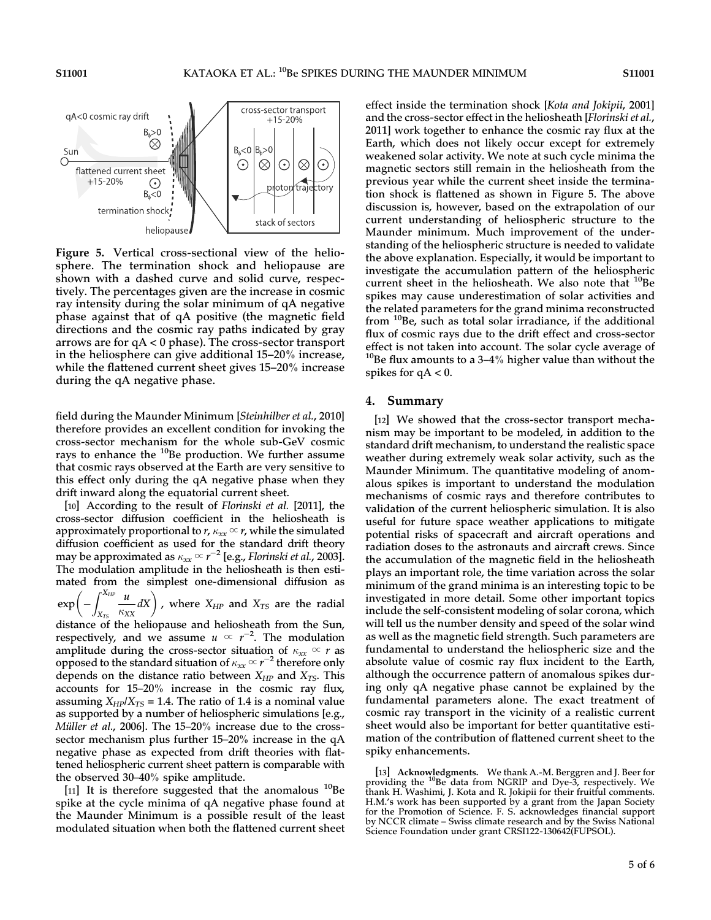**Figure 5.** Vertical cross-sectional view of the heliosphere. The termination shock and heliopause are shown with a dashed curve and solid curve, respectively. The percentages given are the increase in cosmic ray intensity during the solar minimum of qA negative phase against that of qA positive (the magnetic field directions and the cosmic ray paths indicated by gray arrows are for qA < 0 phase). The cross-sector transport in the heliosphere can give additional 15–20% increase, while the flattened current sheet gives 15–20% increase during the qA negative phase.

field during the Maunder Minimum [*Steinhilber et al.*, 2010] therefore provides an excellent condition for invoking the cross-sector mechanism for the whole sub-GeV cosmic rays to enhance the $^{10}$Be production. We further assume that cosmic rays observed at the Earth are very sensitive to this effect only during the qA negative phase when they drift inward along the equatorial current sheet.

[10] According to the result of *Florinski et al.* [2011], the cross-sector diffusion coefficient in the heliosheath is approximately proportional to $r$, $\kappa_{xx} \propto r$, while the simulated diffusion coefficient as used for the standard drift theory may be approximated as $\kappa_{xx} \propto r^{-2}$ [e.g., *Florinski et al.*, 2003]. The modulation amplitude in the heliosheath is then estimated from the simplest one-dimensional diffusion as $\exp\left(-\int_{X_{TS}}^{X_{HP}} \frac{u}{\kappa_{XX}} dX\right)$, where $X_{HP}$ and $X_{TS}$ are the radial distance of the heliopause and heliosheath from the Sun, respectively, and we assume $u \propto r^{-2}$. The modulation amplitude during the cross-sector situation of $\kappa_{xx} \propto r$ as opposed to the standard situation of $\kappa_{xx} \propto r^{-2}$ therefore only depends on the distance ratio between $X_{HP}$ and $X_{TS}$. This accounts for 15–20% increase in the cosmic ray flux, assuming $X_{HP}/X_{TS} = 1.4$. The ratio of 1.4 is a nominal value as supported by a number of heliospheric simulations [e.g., *Müller et al.*, 2006]. The 15–20% increase due to the cross-sector mechanism plus further 15–20% increase in the qA negative phase as expected from drift theories with flattened heliospheric current sheet pattern is comparable with the observed 30–40% spike amplitude.

[11] It is therefore suggested that the anomalous $^{10}$Be spike at the cycle minima of qA negative phase found at the Maunder Minimum is a possible result of the least modulated situation when both the flattened current sheet effect inside the termination shock [*Kota and Jokipii*, 2001] and the cross-sector effect in the heliosheath [*Florinski et al.*, 2011] work together to enhance the cosmic ray flux at the Earth, which does not likely occur except for extremely weakened solar activity. We note at such cycle minima the magnetic sectors still remain in the heliosheath from the previous year while the current sheet inside the termination shock is flattened as shown in Figure 5. The above discussion is, however, based on the extrapolation of our current understanding of heliospheric structure to the Maunder minimum. Much improvement of the understanding of the heliospheric structure is needed to validate the above explanation. Especially, it would be important to investigate the accumulation pattern of the heliospheric current sheet in the heliosheath. We also note that $^{10}$Be spikes may cause underestimation of solar activities and the related parameters for the grand minima reconstructed from $^{10}$Be, such as total solar irradiance, if the additional flux of cosmic rays due to the drift effect and cross-sector effect is not taken into account. The solar cycle average of $^{10}$Be flux amounts to a 3–4% higher value than without the spikes for qA < 0.

## 4. Summary

[12] We showed that the cross-sector transport mechanism may be important to be modeled, in addition to the standard drift mechanism, to understand the realistic space weather during extremely weak solar activity, such as the Maunder Minimum. The quantitative modeling of anomalous spikes is important to understand the modulation mechanisms of cosmic rays and therefore contributes to validation of the current heliospheric simulation. It is also useful for future space weather applications to mitigate potential risks of spacecraft and aircraft operations and radiation doses to the astronauts and aircraft crews. Since the accumulation of the magnetic field in the heliosheath plays an important role, the time variation across the solar minimum of the grand minima is an interesting topic to be investigated in more detail. Some other important topics include the self-consistent modeling of solar corona, which will tell us the number density and speed of the solar wind as well as the magnetic field strength. Such parameters are fundamental to understand the heliospheric size and the absolute value of cosmic ray flux incident to the Earth, although the occurrence pattern of anomalous spikes during only qA negative phase cannot be explained by the fundamental parameters alone. The exact treatment of cosmic ray transport in the vicinity of a realistic current sheet would also be important for better quantitative estimation of the contribution of flattened current sheet to the spiky enhancements.

[13] **Acknowledgments.** We thank A.-M. Berggren and J. Beer for providing the $^{10}$Be data from NGRIP and Dye-3, respectively. We thank H. Washimi, J. Kota and R. Jokipii for their fruitful comments. H.M.'s work has been supported by a grant from the Japan Society for the Promotion of Science. F. S. acknowledges financial support by NCCR climate – Swiss climate research and by the Swiss National Science Foundation under grant CRSI122-130642(FUPSOL).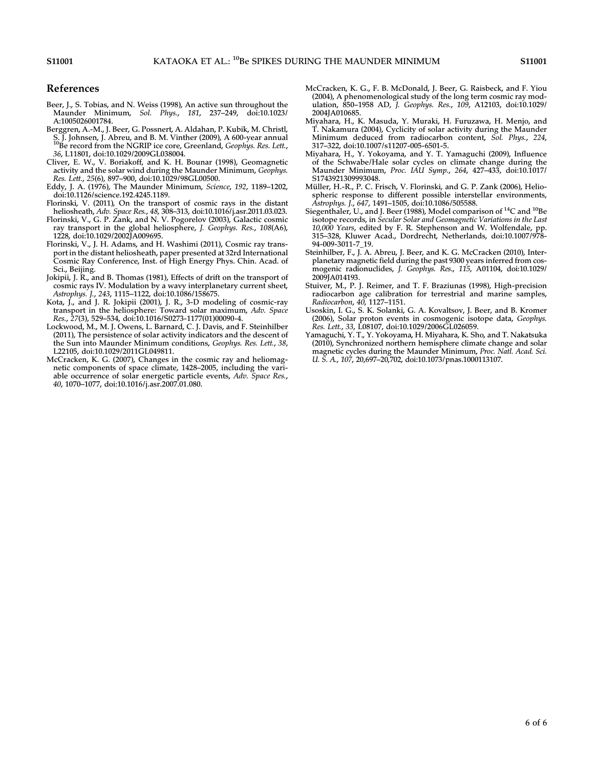## References

Beer, J., S. Tobias, and N. Weiss (1998), An active sun throughout the Maunder Minimum, *Sol. Phys.*, *181*, 237–249, doi:10.1023/A:1005026001784.

Berggren, A.-M., J. Beer, G. Possnert, A. Aldahan, P. Kubik, M. Christl, S. J. Johnsen, J. Abreu, and B. M. Vinther (2009), A 600-year annual $^{10}$Be record from the NGRIP ice core, Greenland, *Geophys. Res. Lett.*, *36*, L11801, doi:10.1029/2009GL038004.

Cliver, E. W., V. Boriakoff, and K. H. Bounar (1998), Geomagnetic activity and the solar wind during the Maunder Minimum, *Geophys. Res. Lett.*, *25*(6), 897–900, doi:10.1029/98GL00500.

Eddy, J. A. (1976), The Maunder Minimum, *Science*, *192*, 1189–1202, doi:10.1126/science.192.4245.1189.

Florinski, V. (2011), On the transport of cosmic rays in the distant heliosheath, *Adv. Space Res.*, *48*, 308–313, doi:10.1016/j.asr.2011.03.023.

Florinski, V., G. P. Zank, and N. V. Pogorelov (2003), Galactic cosmic ray transport in the global heliosphere, *J. Geophys. Res.*, *108*(A6), 1228, doi:10.1029/2002JA009695.

Florinski, V., J. H. Adams, and H. Washimi (2011), Cosmic ray transport in the distant heliosheath, paper presented at 32rd International Cosmic Ray Conference, Inst. of High Energy Phys. Chin. Acad. of Sci., Beijing.

Jokipii, J. R., and B. Thomas (1981), Effects of drift on the transport of cosmic rays IV. Modulation by a wavy interplanetary current sheet, *Astrophys. J.*, *243*, 1115–1122, doi:10.1086/158675.

Kota, J., and J. R. Jokipii (2001), J. R., 3-D modeling of cosmic-ray transport in the heliosphere: Toward solar maximum, *Adv. Space Res.*, *27*(3), 529–534, doi:10.1016/S0273-1177(01)00090-4.

Lockwood, M., M. J. Owens, L. Barnard, C. J. Davis, and F. Steinhilber (2011), The persistence of solar activity indicators and the descent of the Sun into Maunder Minimum conditions, *Geophys. Res. Lett.*, *38*, L22105, doi:10.1029/2011GL049811.

McCracken, K. G. (2007), Changes in the cosmic ray and heliomagnetic components of space climate, 1428–2005, including the variable occurrence of solar energetic particle events, *Adv. Space Res.*, *40*, 1070–1077, doi:10.1016/j.asr.2007.01.080.

McCracken, K. G., F. B. McDonald, J. Beer, G. Raisbeck, and F. Yiou (2004), A phenomenological study of the long term cosmic ray modulation, 850–1958 AD, *J. Geophys. Res.*, *109*, A12103, doi:10.1029/2004JA010685.

Miyahara, H., K. Masuda, Y. Muraki, H. Furuzawa, H. Menjo, and T. Nakamura (2004), Cyclicity of solar activity during the Maunder Minimum deduced from radiocarbon content, *Sol. Phys.*, *224*, 317–322, doi:10.1007/s11207-005-6501-5.

Miyahara, H., Y. Yokoyama, and Y. T. Yamaguchi (2009), Influence of the Schwabe/Hale solar cycles on climate change during the Maunder Minimum, *Proc. IAU Symp.*, *264*, 427–433, doi:10.1017/S1743921309993048.

Müller, H.-R., P. C. Frisch, V. Florinski, and G. P. Zank (2006), Heliospheric response to different possible interstellar environments, *Astrophys. J.*, *647*, 1491–1505, doi:10.1086/505588.

Siegenthaler, U., and J. Beer (1988), Model comparison of $^{14}$C and $^{10}$Be isotope records, in *Secular Solar and Geomagnetic Variations in the Last 10,000 Years*, edited by F. R. Stephenson and W. Wolfendale, pp. 315–328, Kluwer Acad., Dordrecht, Netherlands, doi:10.1007/978-94-009-3011-7_19.

Steinhilber, F., J. A. Abreu, J. Beer, and K. G. McCracken (2010), Interplanetary magnetic field during the past 9300 years inferred from cosmogenic radionuclides, *J. Geophys. Res.*, *115*, A01104, doi:10.1029/2009JA014193.

Stuiver, M., P. J. Reimer, and T. F. Braziunas (1998), High-precision radiocarbon age calibration for terrestrial and marine samples, *Radiocarbon*, *40*, 1127–1151.

Usoskin, I. G., S. K. Solanki, G. A. Kovaltsov, J. Beer, and B. Kromer (2006), Solar proton events in cosmogenic isotope data, *Geophys. Res. Lett.*, *33*, L08107, doi:10.1029/2006GL026059.

Yamaguchi, Y. T., Y. Yokoyama, H. Miyahara, K. Sho, and T. Nakatsuka (2010), Synchronized northern hemisphere climate change and solar magnetic cycles during the Maunder Minimum, *Proc. Natl. Acad. Sci. U. S. A.*, *107*, 20,697–20,702, doi:10.1073/pnas.1000113107.